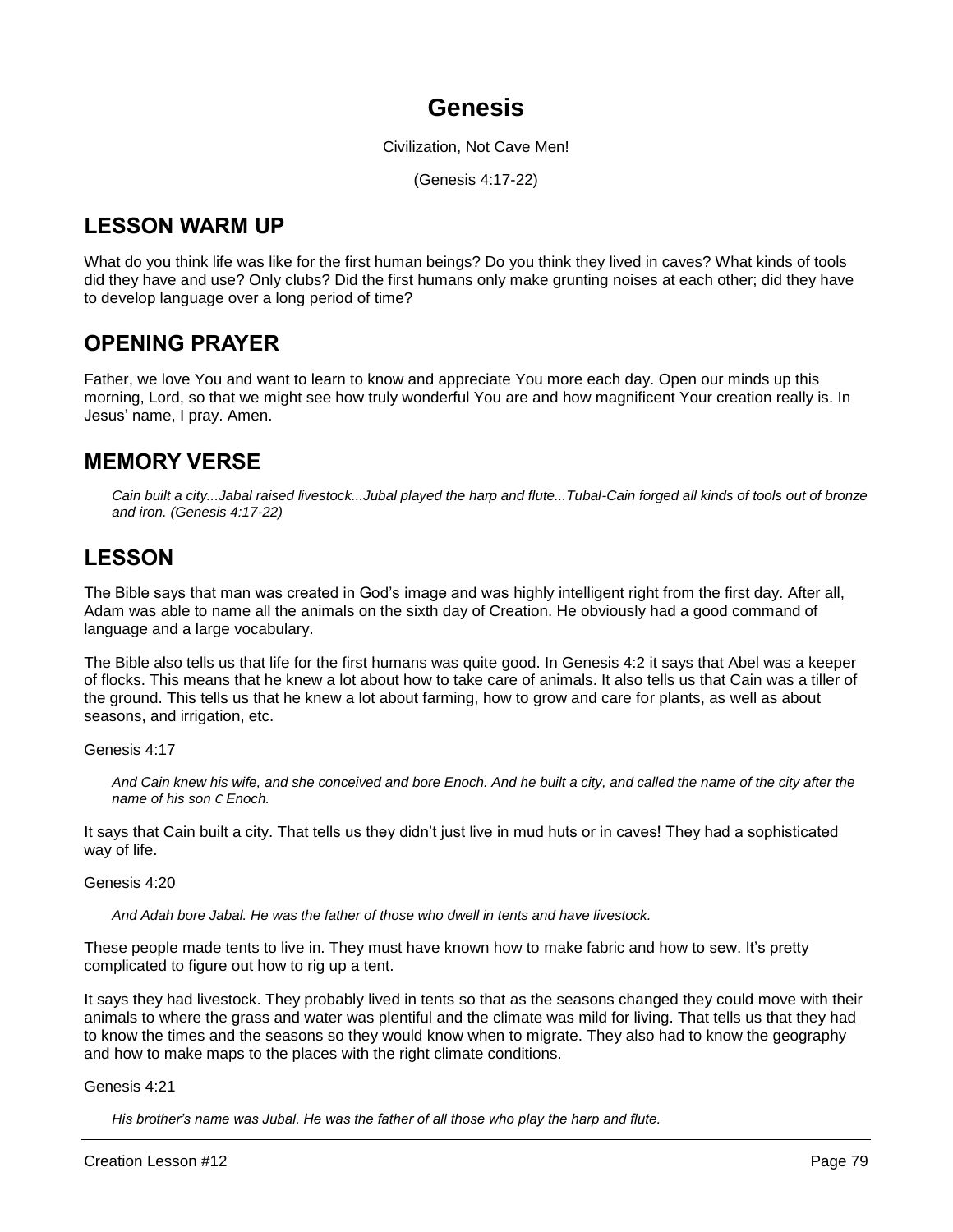# Genesis

Civilization, Not Cave Men!

(Genesis 4:17-22)

## LESSON WARM UP

What do you think life was like for the first human beings? Do you think they lived in caves? What kinds of tools did they have and use? Only clubs? Did the first humans only make grunting noises at each other; did they have to develop language over a long period of time?

## OPENING PRAYER

Father, we love You and want to learn to know and appreciate You more each day. Open our minds up this morning, Lord, so that we might see how truly wonderful You are and how magnificent Your creation really is. In Jesus' name, I pray. Amen.

## MEMORY VERSE

> *Cain built a city...Jabal raised livestock...Jubal played the harp and flute...Tubal-Cain forged all kinds of tools out of bronze and iron. (Genesis 4:17-22)*

## LESSON

The Bible says that man was created in God's image and was highly intelligent right from the first day. After all, Adam was able to name all the animals on the sixth day of Creation. He obviously had a good command of language and a large vocabulary.

The Bible also tells us that life for the first humans was quite good. In Genesis 4:2 it says that Abel was a keeper of flocks. This means that he knew a lot about how to take care of animals. It also tells us that Cain was a tiller of the ground. This tells us that he knew a lot about farming, how to grow and care for plants, as well as about seasons, and irrigation, etc.

Genesis 4:17

> *And Cain knew his wife, and she conceived and bore Enoch. And he built a city, and called the name of the city after the name of his son C Enoch.*

It says that Cain built a city. That tells us they didn't just live in mud huts or in caves! They had a sophisticated way of life.

Genesis 4:20

> *And Adah bore Jabal. He was the father of those who dwell in tents and have livestock.*

These people made tents to live in. They must have known how to make fabric and how to sew. It's pretty complicated to figure out how to rig up a tent.

It says they had livestock. They probably lived in tents so that as the seasons changed they could move with their animals to where the grass and water was plentiful and the climate was mild for living. That tells us that they had to know the times and the seasons so they would know when to migrate. They also had to know the geography and how to make maps to the places with the right climate conditions.

Genesis 4:21

> *His brother's name was Jubal. He was the father of all those who play the harp and flute.*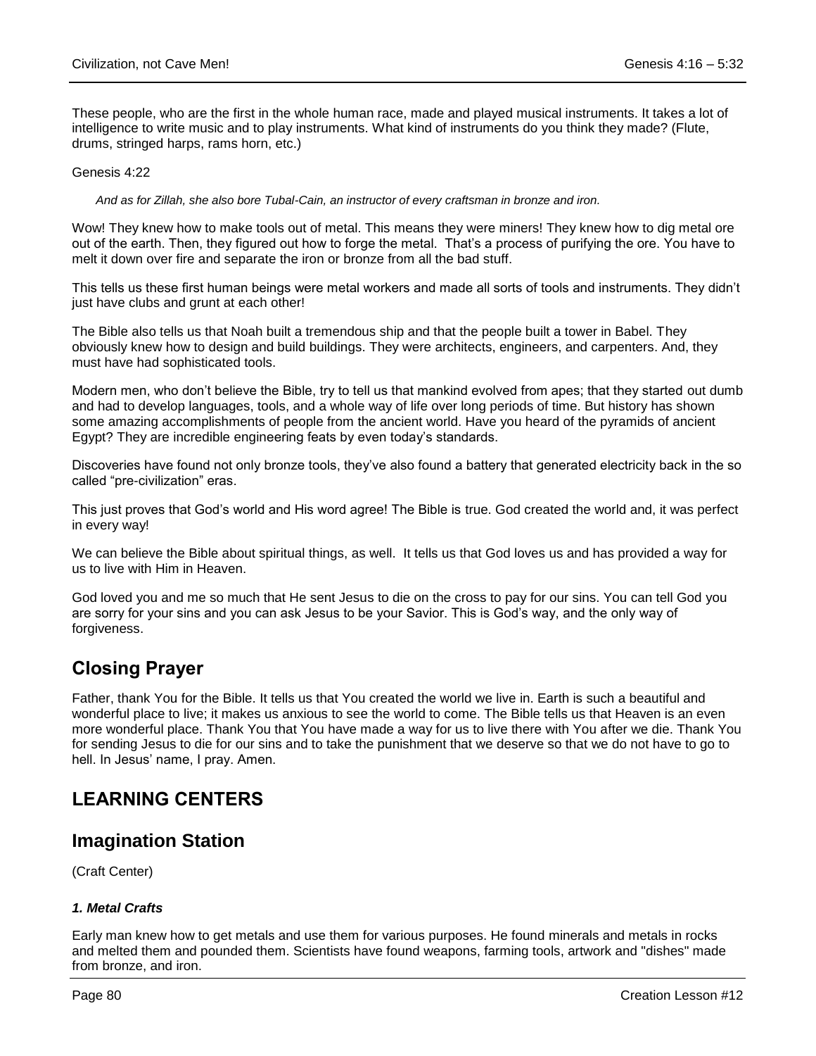These people, who are the first in the whole human race, made and played musical instruments. It takes a lot of intelligence to write music and to play instruments. What kind of instruments do you think they made? (Flute, drums, stringed harps, rams horn, etc.)

Genesis 4:22

> *And as for Zillah, she also bore Tubal-Cain, an instructor of every craftsman in bronze and iron.*

Wow! They knew how to make tools out of metal. This means they were miners! They knew how to dig metal ore out of the earth. Then, they figured out how to forge the metal. That's a process of purifying the ore. You have to melt it down over fire and separate the iron or bronze from all the bad stuff.

This tells us these first human beings were metal workers and made all sorts of tools and instruments. They didn't just have clubs and grunt at each other!

The Bible also tells us that Noah built a tremendous ship and that the people built a tower in Babel. They obviously knew how to design and build buildings. They were architects, engineers, and carpenters. And, they must have had sophisticated tools.

Modern men, who don't believe the Bible, try to tell us that mankind evolved from apes; that they started out dumb and had to develop languages, tools, and a whole way of life over long periods of time. But history has shown some amazing accomplishments of people from the ancient world. Have you heard of the pyramids of ancient Egypt? They are incredible engineering feats by even today's standards.

Discoveries have found not only bronze tools, they've also found a battery that generated electricity back in the so called "pre-civilization" eras.

This just proves that God's world and His word agree! The Bible is true. God created the world and, it was perfect in every way!

We can believe the Bible about spiritual things, as well. It tells us that God loves us and has provided a way for us to live with Him in Heaven.

God loved you and me so much that He sent Jesus to die on the cross to pay for our sins. You can tell God you are sorry for your sins and you can ask Jesus to be your Savior. This is God's way, and the only way of forgiveness.

## Closing Prayer

Father, thank You for the Bible. It tells us that You created the world we live in. Earth is such a beautiful and wonderful place to live; it makes us anxious to see the world to come. The Bible tells us that Heaven is an even more wonderful place. Thank You that You have made a way for us to live there with You after we die. Thank You for sending Jesus to die for our sins and to take the punishment that we deserve so that we do not have to go to hell. In Jesus' name, I pray. Amen.

# LEARNING CENTERS

## Imagination Station

(Craft Center)

#### *1. Metal Crafts*

Early man knew how to get metals and use them for various purposes. He found minerals and metals in rocks and melted them and pounded them. Scientists have found weapons, farming tools, artwork and "dishes" made from bronze, and iron.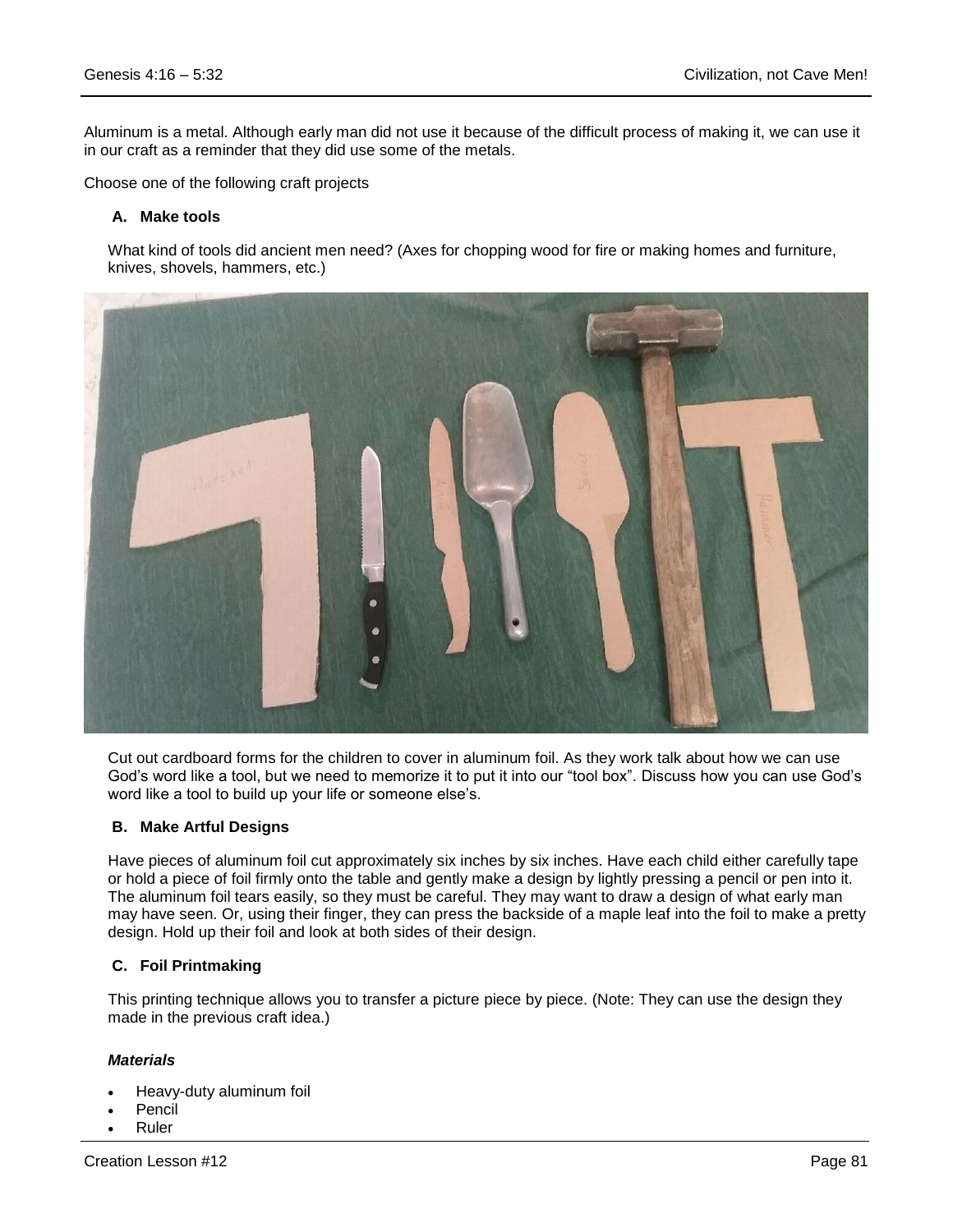Aluminum is a metal. Although early man did not use it because of the difficult process of making it, we can use it in our craft as a reminder that they did use some of the metals.

Choose one of the following craft projects

### A. Make tools

What kind of tools did ancient men need? (Axes for chopping wood for fire or making homes and furniture, knives, shovels, hammers, etc.)

Cut out cardboard forms for the children to cover in aluminum foil. As they work talk about how we can use God's word like a tool, but we need to memorize it to put it into our "tool box". Discuss how you can use God's word like a tool to build up your life or someone else's.

### B. Make Artful Designs

Have pieces of aluminum foil cut approximately six inches by six inches. Have each child either carefully tape or hold a piece of foil firmly onto the table and gently make a design by lightly pressing a pencil or pen into it. The aluminum foil tears easily, so they must be careful. They may want to draw a design of what early man may have seen. Or, using their finger, they can press the backside of a maple leaf into the foil to make a pretty design. Hold up their foil and look at both sides of their design.

### C. Foil Printmaking

This printing technique allows you to transfer a picture piece by piece. (Note: They can use the design they made in the previous craft idea.)

#### *Materials*

- Heavy-duty aluminum foil
- Pencil
- Ruler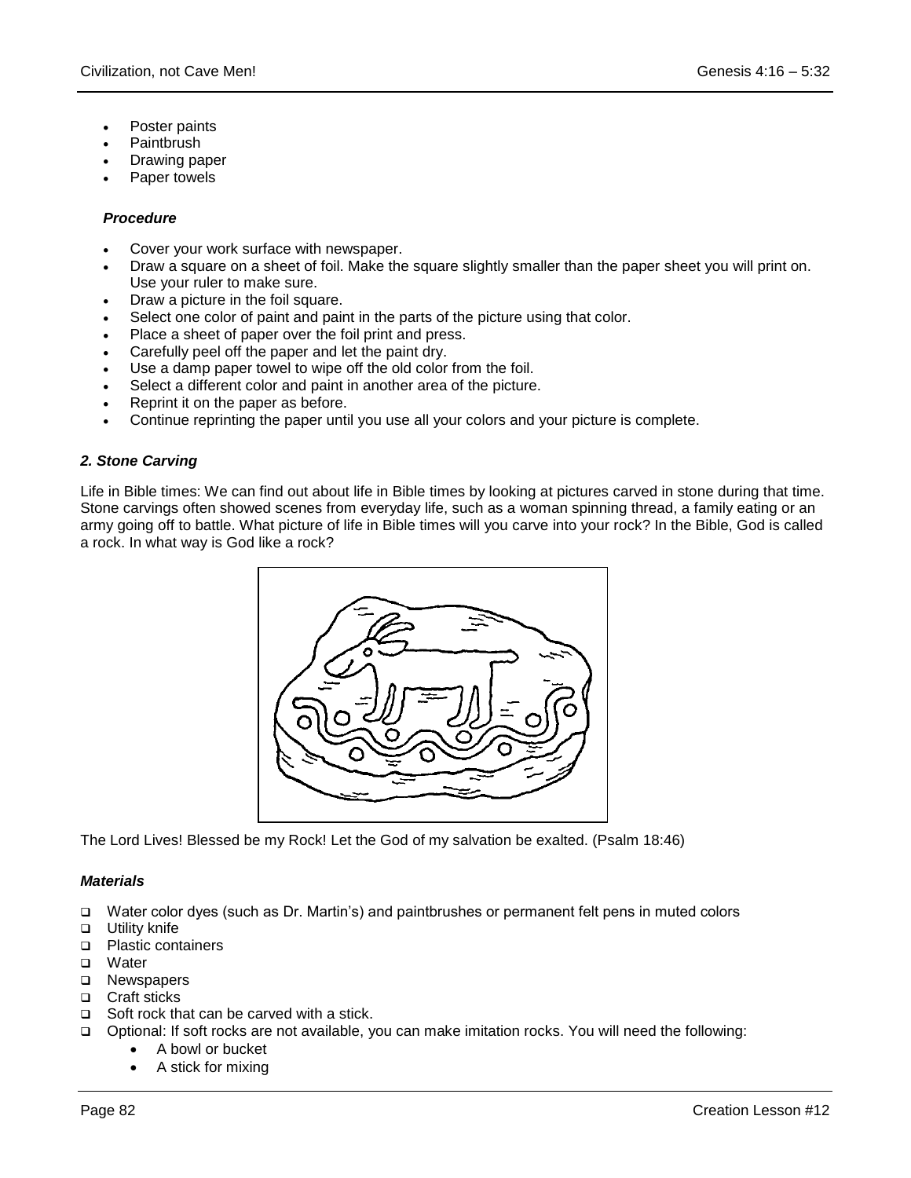- Poster paints
- Paintbrush
- Drawing paper
- Paper towels

#### *Procedure*

- Cover your work surface with newspaper.
- Draw a square on a sheet of foil. Make the square slightly smaller than the paper sheet you will print on. Use your ruler to make sure.
- Draw a picture in the foil square.
- Select one color of paint and paint in the parts of the picture using that color.
- Place a sheet of paper over the foil print and press.
- Carefully peel off the paper and let the paint dry.
- Use a damp paper towel to wipe off the old color from the foil.
- Select a different color and paint in another area of the picture.
- Reprint it on the paper as before.
- Continue reprinting the paper until you use all your colors and your picture is complete.

### *2. Stone Carving*

Life in Bible times: We can find out about life in Bible times by looking at pictures carved in stone during that time. Stone carvings often showed scenes from everyday life, such as a woman spinning thread, a family eating or an army going off to battle. What picture of life in Bible times will you carve into your rock? In the Bible, God is called a rock. In what way is God like a rock?

The Lord Lives! Blessed be my Rock! Let the God of my salvation be exalted. (Psalm 18:46)

#### *Materials*

- ❑ Water color dyes (such as Dr. Martin's) and paintbrushes or permanent felt pens in muted colors
- ❑ Utility knife
- ❑ Plastic containers
- ❑ Water
- ❑ Newspapers
- ❑ Craft sticks
- ❑ Soft rock that can be carved with a stick.
- ❑ Optional: If soft rocks are not available, you can make imitation rocks. You will need the following:
    - A bowl or bucket
    - A stick for mixing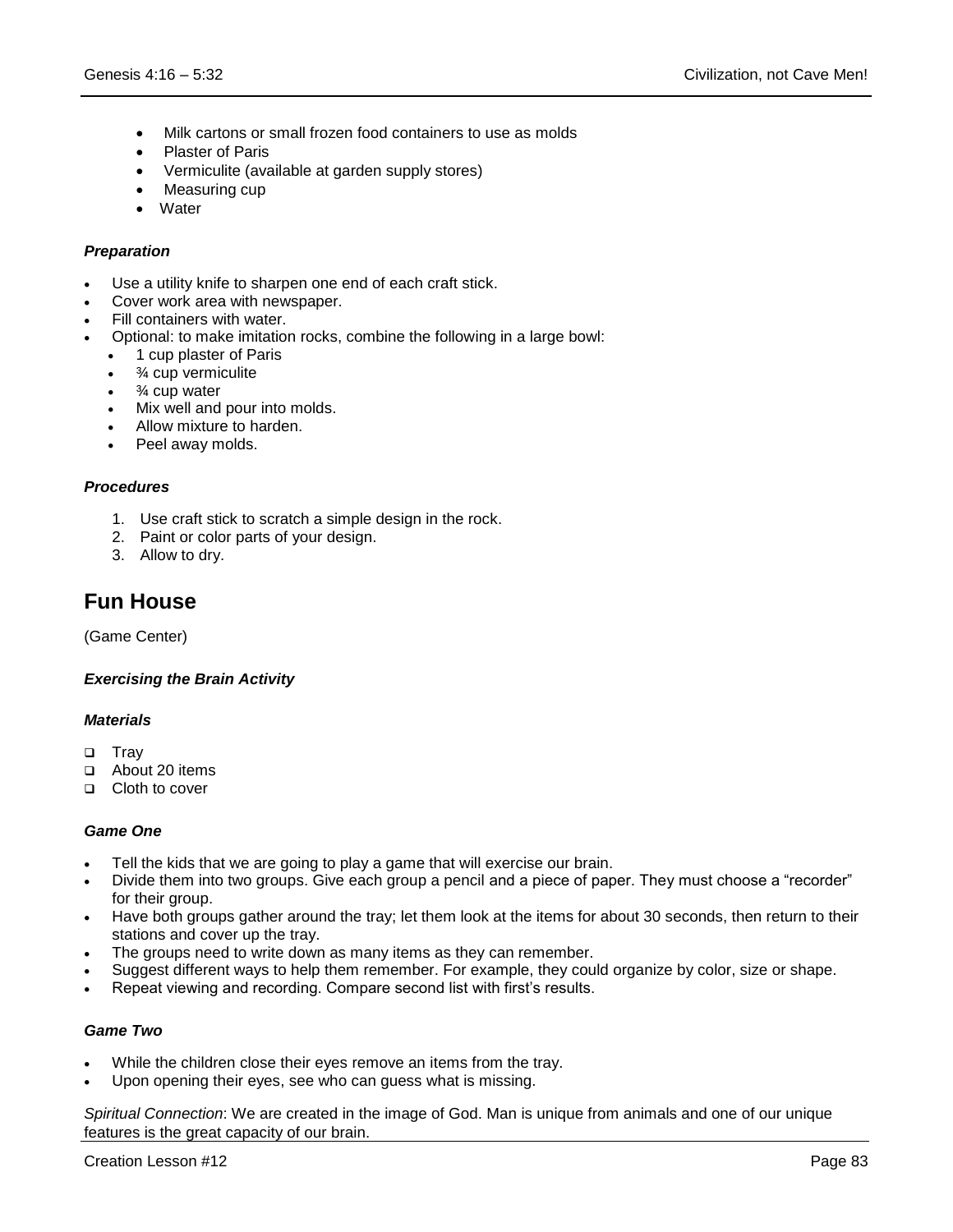- Milk cartons or small frozen food containers to use as molds
- Plaster of Paris
- Vermiculite (available at garden supply stores)
- Measuring cup
- Water

### *Preparation*

- Use a utility knife to sharpen one end of each craft stick.
- Cover work area with newspaper.
- Fill containers with water.
- Optional: to make imitation rocks, combine the following in a large bowl:
  - 1 cup plaster of Paris
  - ¾ cup vermiculite
  - ¾ cup water
  - Mix well and pour into molds.
  - Allow mixture to harden.
  - Peel away molds.

### *Procedures*

1. Use craft stick to scratch a simple design in the rock.
2. Paint or color parts of your design.
3. Allow to dry.

## Fun House

(Game Center)

### *Exercising the Brain Activity*

### *Materials*

- ❑ Tray
- ❑ About 20 items
- ❑ Cloth to cover

### *Game One*

- Tell the kids that we are going to play a game that will exercise our brain.
- Divide them into two groups. Give each group a pencil and a piece of paper. They must choose a "recorder" for their group.
- Have both groups gather around the tray; let them look at the items for about 30 seconds, then return to their stations and cover up the tray.
- The groups need to write down as many items as they can remember.
- Suggest different ways to help them remember. For example, they could organize by color, size or shape.
- Repeat viewing and recording. Compare second list with first's results.

### *Game Two*

- While the children close their eyes remove an items from the tray.
- Upon opening their eyes, see who can guess what is missing.

*Spiritual Connection*: We are created in the image of God. Man is unique from animals and one of our unique features is the great capacity of our brain.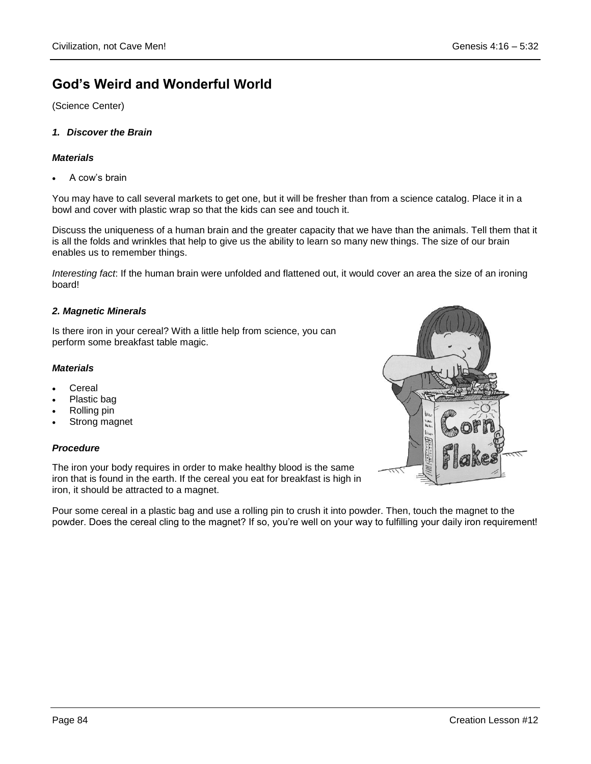## God's Weird and Wonderful World

(Science Center)

### *1. Discover the Brain*

#### *Materials*

- A cow's brain

You may have to call several markets to get one, but it will be fresher than from a science catalog. Place it in a bowl and cover with plastic wrap so that the kids can see and touch it.

Discuss the uniqueness of a human brain and the greater capacity that we have than the animals. Tell them that it is all the folds and wrinkles that help to give us the ability to learn so many new things. The size of our brain enables us to remember things.

*Interesting fact*: If the human brain were unfolded and flattened out, it would cover an area the size of an ironing board!

### *2. Magnetic Minerals*

Is there iron in your cereal? With a little help from science, you can perform some breakfast table magic.

#### *Materials*

- Cereal
- Plastic bag
- Rolling pin
- Strong magnet

#### *Procedure*

The iron your body requires in order to make healthy blood is the same iron that is found in the earth. If the cereal you eat for breakfast is high in iron, it should be attracted to a magnet.

Pour some cereal in a plastic bag and use a rolling pin to crush it into powder. Then, touch the magnet to the powder. Does the cereal cling to the magnet? If so, you're well on your way to fulfilling your daily iron requirement!